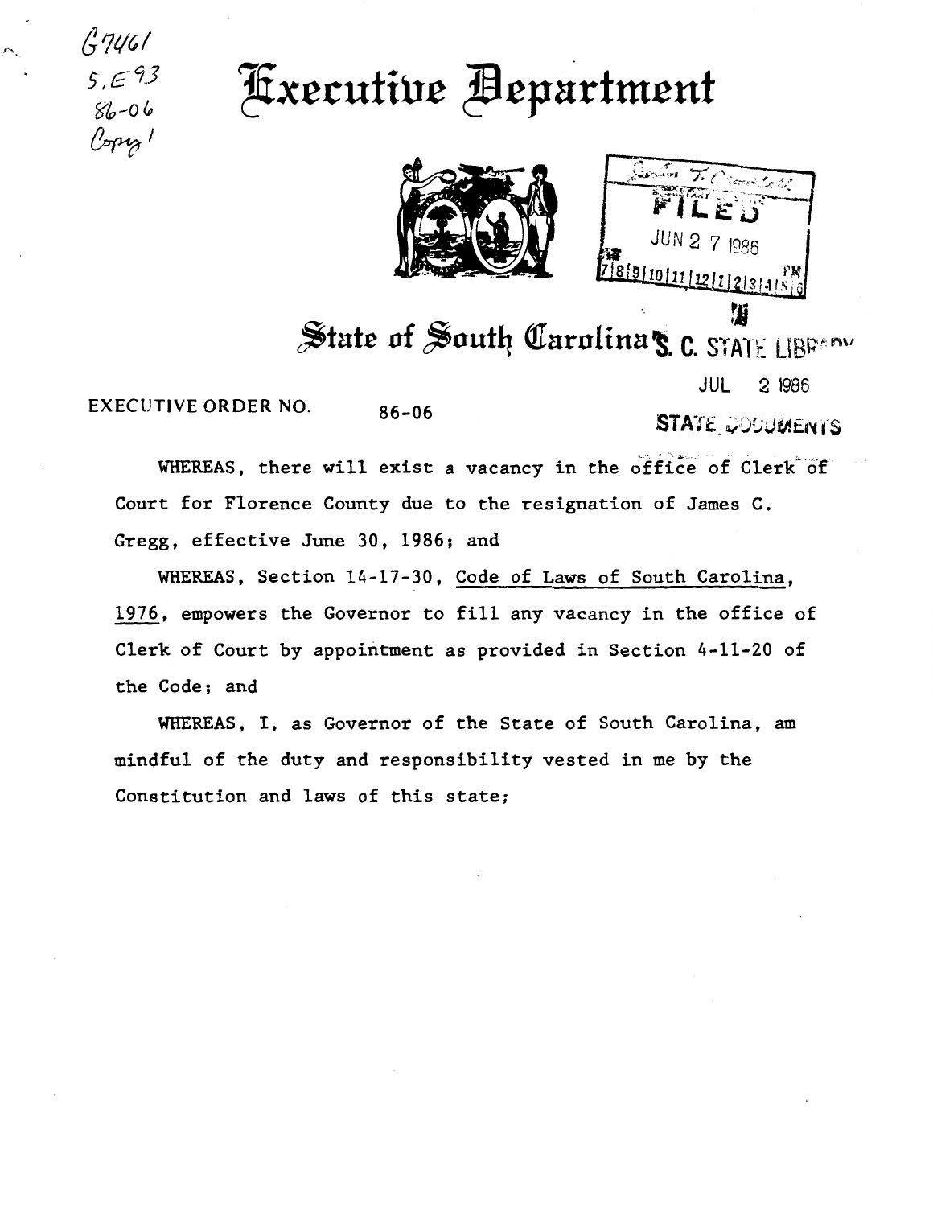G7461
5.E93
86-06
Copy 1

# Executive Department

FILED
JUN 27 1986

# State of South Carolina

S. C. STATE LIBRARY
JUL 2 1986
STATE DOCUMENTS

EXECUTIVE ORDER NO. 86-06

WHEREAS, there will exist a vacancy in the office of Clerk of Court for Florence County due to the resignation of James C. Gregg, effective June 30, 1986; and

WHEREAS, Section 14-17-30, Code of Laws of South Carolina, 1976, empowers the Governor to fill any vacancy in the office of Clerk of Court by appointment as provided in Section 4-11-20 of the Code; and

WHEREAS, I, as Governor of the State of South Carolina, am mindful of the duty and responsibility vested in me by the Constitution and laws of this state;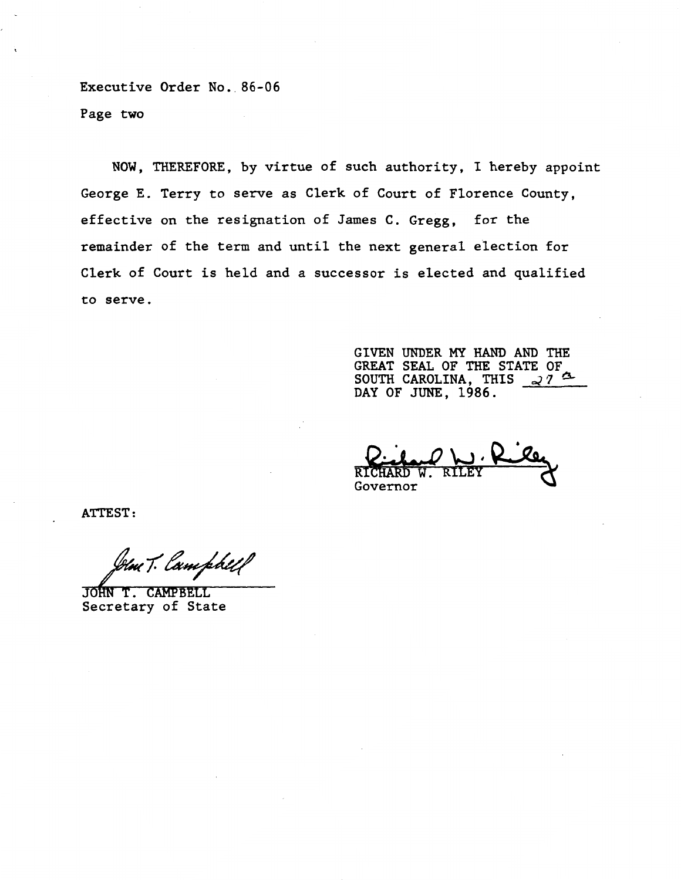Executive Order No. 86-06

Page two

NOW, THEREFORE, by virtue of such authority, I hereby appoint George E. Terry to serve as Clerk of Court of Florence County, effective on the resignation of James C. Gregg, for the remainder of the term and until the next general election for Clerk of Court is held and a successor is elected and qualified to serve.

GIVEN UNDER MY HAND AND THE GREAT SEAL OF THE STATE OF SOUTH CAROLINA, THIS 27th DAY OF JUNE, 1986.

Richard W. Riley

RICHARD W. RILEY
Governor

ATTEST:

John T. Campbell

JOHN T. CAMPBELL
Secretary of State